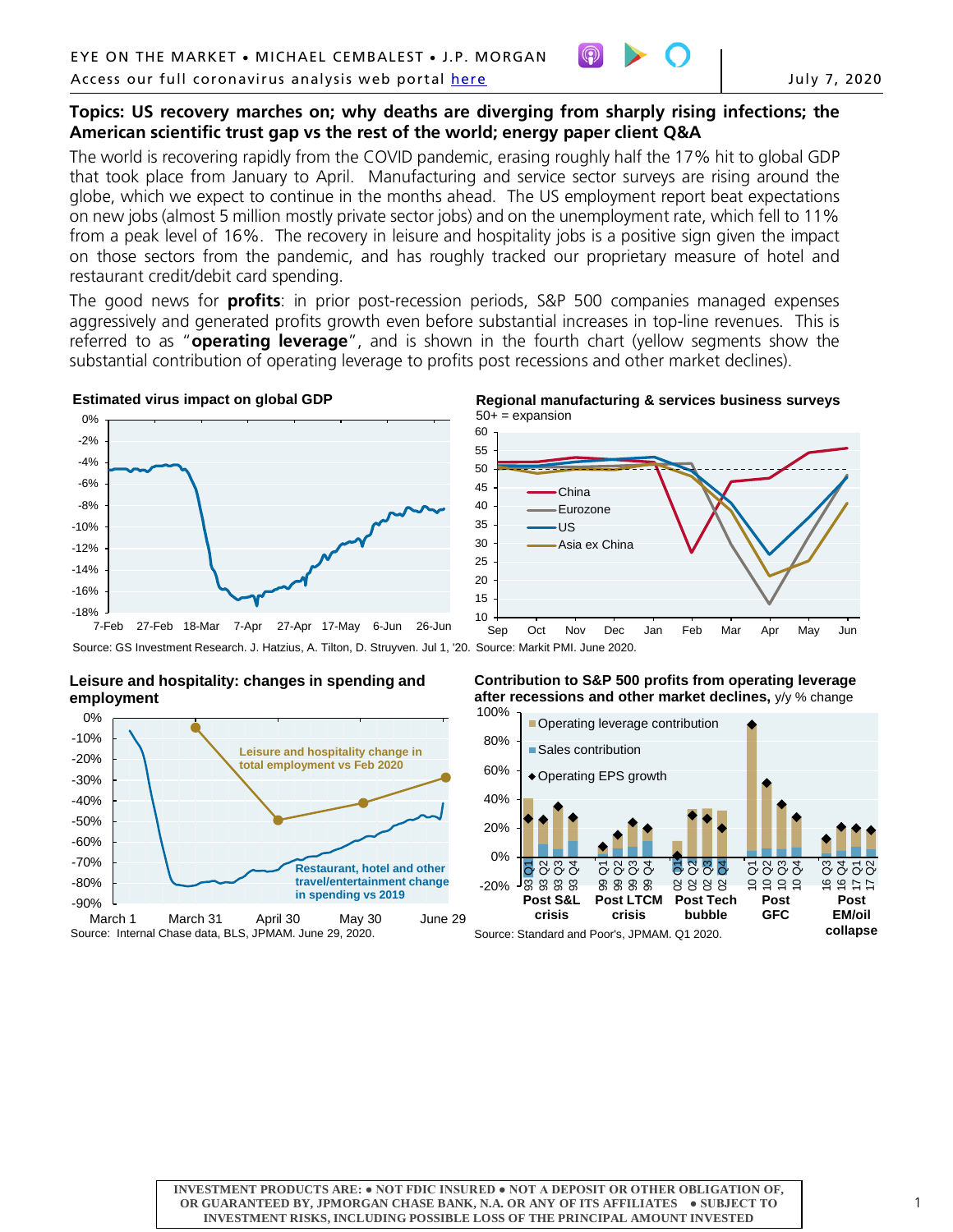EYE ON THE MARKET • MICHAEL CEMBALEST • J.P. MORGAN

Access our full coronavirus analysis web portal here

July 7, 2020

**Topics: US recovery marches on; why deaths are diverging from sharply rising infections; the American scientific trust gap vs the rest of the world; energy paper client Q&A**

The world is recovering rapidly from the COVID pandemic, erasing roughly half the 17% hit to global GDP that took place from January to April. Manufacturing and service sector surveys are rising around the globe, which we expect to continue in the months ahead. The US employment report beat expectations on new jobs (almost 5 million mostly private sector jobs) and on the unemployment rate, which fell to 11% from a peak level of 16%. The recovery in leisure and hospitality jobs is a positive sign given the impact on those sectors from the pandemic, and has roughly tracked our proprietary measure of hotel and restaurant credit/debit card spending.

The good news for **profits**: in prior post-recession periods, S&P 500 companies managed expenses aggressively and generated profits growth even before substantial increases in top-line revenues. This is referred to as "**operating leverage**", and is shown in the fourth chart (yellow segments show the substantial contribution of operating leverage to profits post recessions and other market declines).

**Estimated virus impact on global GDP**

Source: GS Investment Research. J. Hatzius, A. Tilton, D. Struyven. Jul 1, '20.

**Regional manufacturing & services business surveys**
50+ = expansion

Source: Markit PMI. June 2020.

**Leisure and hospitality: changes in spending and employment**

Source: Internal Chase data, BLS, JPMAM. June 29, 2020.

**Contribution to S&P 500 profits from operating leverage after recessions and other market declines,** y/y % change

Source: Standard and Poor's, JPMAM. Q1 2020.

INVESTMENT PRODUCTS ARE: • NOT FDIC INSURED • NOT A DEPOSIT OR OTHER OBLIGATION OF, OR GUARANTEED BY, JPMORGAN CHASE BANK, N.A. OR ANY OF ITS AFFILIATES • SUBJECT TO INVESTMENT RISKS, INCLUDING POSSIBLE LOSS OF THE PRINCIPAL AMOUNT INVESTED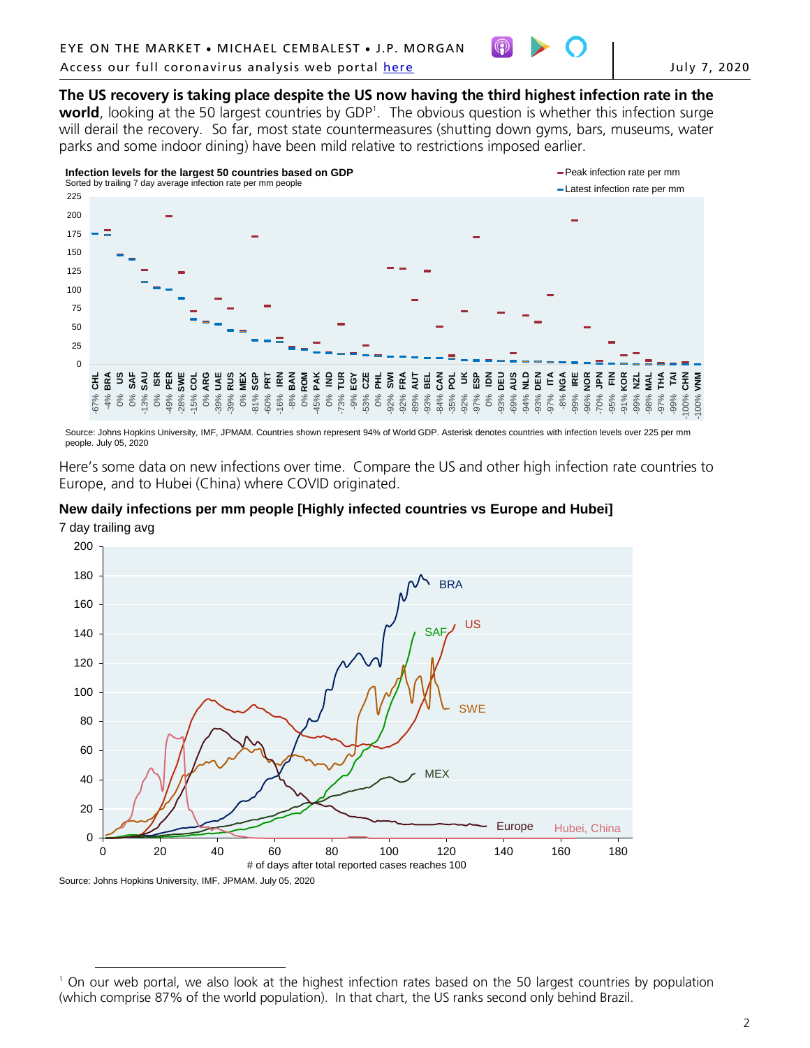**The US recovery is taking place despite the US now having the third highest infection rate in the world**, looking at the 50 largest countries by GDP[1]. The obvious question is whether this infection surge will derail the recovery. So far, most state countermeasures (shutting down gyms, bars, museums, water parks and some indoor dining) have been mild relative to restrictions imposed earlier.

**Infection levels for the largest 50 countries based on GDP**
Sorted by trailing 7 day average infection rate per mm people

Source: Johns Hopkins University, IMF, JPMAM. Countries shown represent 94% of World GDP. Asterisk denotes countries with infection levels over 225 per mm people. July 05, 2020

Here's some data on new infections over time. Compare the US and other high infection rate countries to Europe, and to Hubei (China) where COVID originated.

**New daily infections per mm people [Highly infected countries vs Europe and Hubei]**
7 day trailing avg

Source: Johns Hopkins University, IMF, JPMAM. July 05, 2020

[1] On our web portal, we also look at the highest infection rates based on the 50 largest countries by population (which comprise 87% of the world population). In that chart, the US ranks second only behind Brazil.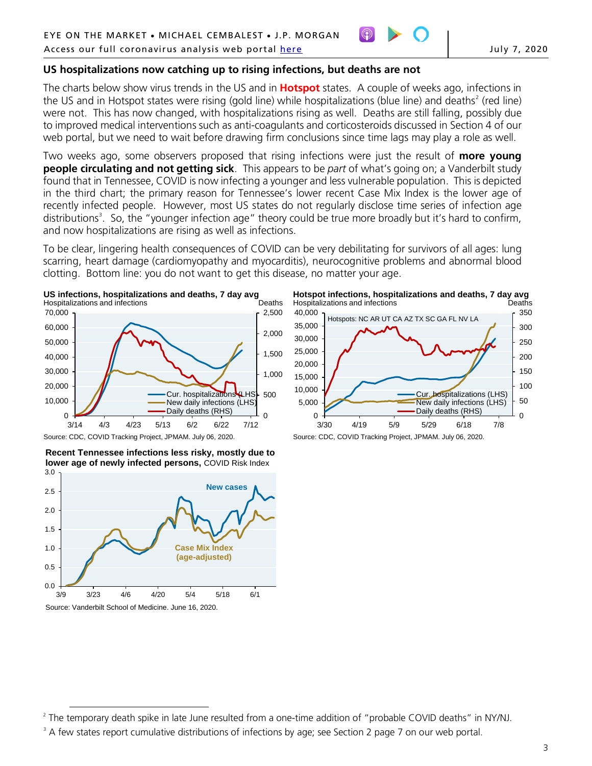## US hospitalizations now catching up to rising infections, but deaths are not

The charts below show virus trends in the US and in **Hotspot** states. A couple of weeks ago, infections in the US and in Hotspot states were rising (gold line) while hospitalizations (blue line) and deaths[2] (red line) were not. This has now changed, with hospitalizations rising as well. Deaths are still falling, possibly due to improved medical interventions such as anti-coagulants and corticosteroids discussed in Section 4 of our web portal, but we need to wait before drawing firm conclusions since time lags may play a role as well.

Two weeks ago, some observers proposed that rising infections were just the result of **more young people circulating and not getting sick**. This appears to be *part* of what's going on; a Vanderbilt study found that in Tennessee, COVID is now infecting a younger and less vulnerable population. This is depicted in the third chart; the primary reason for Tennessee's lower recent Case Mix Index is the lower age of recently infected people. However, most US states do not regularly disclose time series of infection age distributions[3]. So, the "younger infection age" theory could be true more broadly but it's hard to confirm, and now hospitalizations are rising as well as infections.

To be clear, lingering health consequences of COVID can be very debilitating for survivors of all ages: lung scarring, heart damage (cardiomyopathy and myocarditis), neurocognitive problems and abnormal blood clotting. Bottom line: you do not want to get this disease, no matter your age.

**US infections, hospitalizations and deaths, 7 day avg**

Source: CDC, COVID Tracking Project, JPAM. July 06, 2020.

**Hotspot infections, hospitalizations and deaths, 7 day avg**

Hotspots: NC AR UT CA AZ TX SC GA FL NV LA

Source: CDC, COVID Tracking Project, JPAM. July 06, 2020.

**Recent Tennessee infections less risky, mostly due to lower age of newly infected persons,** COVID Risk Index

Source: Vanderbilt School of Medicine. June 16, 2020.

[2] The temporary death spike in late June resulted from a one-time addition of "probable COVID deaths" in NY/NJ.

[3] A few states report cumulative distributions of infections by age; see Section 2 page 7 on our web portal.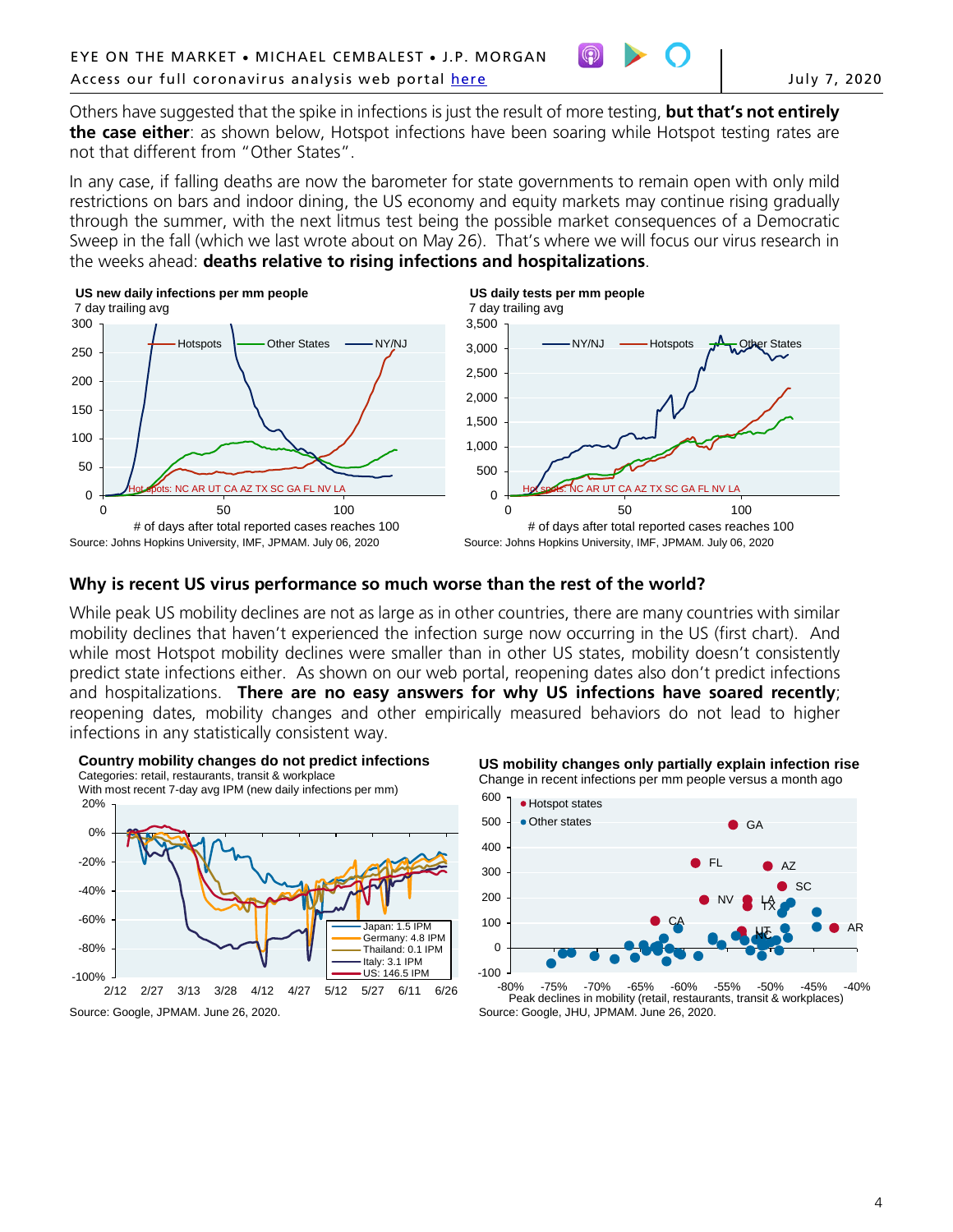Others have suggested that the spike in infections is just the result of more testing, **but that's not entirely the case either**: as shown below, Hotspot infections have been soaring while Hotspot testing rates are not that different from "Other States".

In any case, if falling deaths are now the barometer for state governments to remain open with only mild restrictions on bars and indoor dining, the US economy and equity markets may continue rising gradually through the summer, with the next litmus test being the possible market consequences of a Democratic Sweep in the fall (which we last wrote about on May 26). That's where we will focus our virus research in the weeks ahead: **deaths relative to rising infections and hospitalizations**.

**US new daily infections per mm people**
7 day trailing avg

Source: Johns Hopkins University, IMF, JPMAM. July 06, 2020

**US daily tests per mm people**
7 day trailing avg

Source: Johns Hopkins University, IMF, JPMAM. July 06, 2020

## Why is recent US virus performance so much worse than the rest of the world?

While peak US mobility declines are not as large as in other countries, there are many countries with similar mobility declines that haven't experienced the infection surge now occurring in the US (first chart). And while most Hotspot mobility declines were smaller than in other US states, mobility doesn't consistently predict state infections either. As shown on our web portal, reopening dates also don't predict infections and hospitalizations. **There are no easy answers for why US infections have soared recently**; reopening dates, mobility changes and other empirically measured behaviors do not lead to higher infections in any statistically consistent way.

**Country mobility changes do not predict infections**
Categories: retail, restaurants, transit & workplace
With most recent 7-day avg IPM (new daily infections per mm)

Source: Google, JPMAM. June 26, 2020.

**US mobility changes only partially explain infection rise**
Change in recent infections per mm people versus a month ago

Source: Google, JHU, JPMAM. June 26, 2020.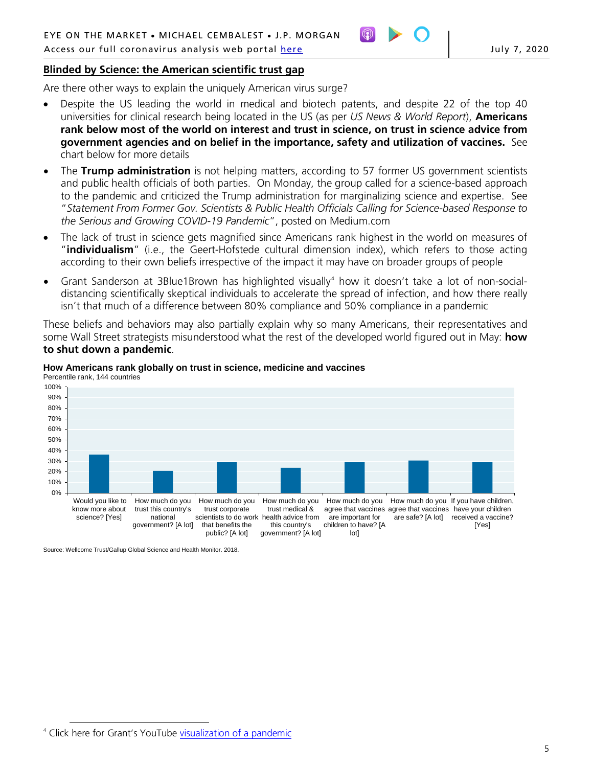## Blinded by Science: the American scientific trust gap

Are there other ways to explain the uniquely American virus surge?

- Despite the US leading the world in medical and biotech patents, and despite 22 of the top 40 universities for clinical research being located in the US (as per *US News & World Report*), **Americans rank below most of the world on interest and trust in science, on trust in science advice from government agencies and on belief in the importance, safety and utilization of vaccines.** See chart below for more details
- The **Trump administration** is not helping matters, according to 57 former US government scientists and public health officials of both parties. On Monday, the group called for a science-based approach to the pandemic and criticized the Trump administration for marginalizing science and expertise. See "*Statement From Former Gov. Scientists & Public Health Officials Calling for Science-based Response to the Serious and Growing COVID-19 Pandemic*", posted on Medium.com
- The lack of trust in science gets magnified since Americans rank highest in the world on measures of "**individualism**" (i.e., the Geert-Hofstede cultural dimension index), which refers to those acting according to their own beliefs irrespective of the impact it may have on broader groups of people
- Grant Sanderson at 3Blue1Brown has highlighted visually[4] how it doesn't take a lot of non-social-distancing scientifically skeptical individuals to accelerate the spread of infection, and how there really isn't that much of a difference between 80% compliance and 50% compliance in a pandemic

These beliefs and behaviors may also partially explain why so many Americans, their representatives and some Wall Street strategists misunderstood what the rest of the developed world figured out in May: **how to shut down a pandemic**.

**How Americans rank globally on trust in science, medicine and vaccines**
Percentile rank, 144 countries

| Question | Percentile rank (approx.) |
|---|---|
| Would you like to know more about science? [Yes] | 36% |
| How much do you trust this country's national government? [A lot] | 21% |
| How much do you trust corporate scientists to do work that benefits the public? [A lot] | 29% |
| How much do you trust medical & health advice from this country's government? [A lot] | 24% |
| How much do you agree that vaccines are important for children to have? [A lot] | 29% |
| How much do you agree that vaccines are safe? [A lot] | 30% |
| If you have children, have your children received a vaccine? [Yes] | 29% |

Source: Wellcome Trust/Gallup Global Science and Health Monitor. 2018.

---

[4] Click here for Grant's YouTube visualization of a pandemic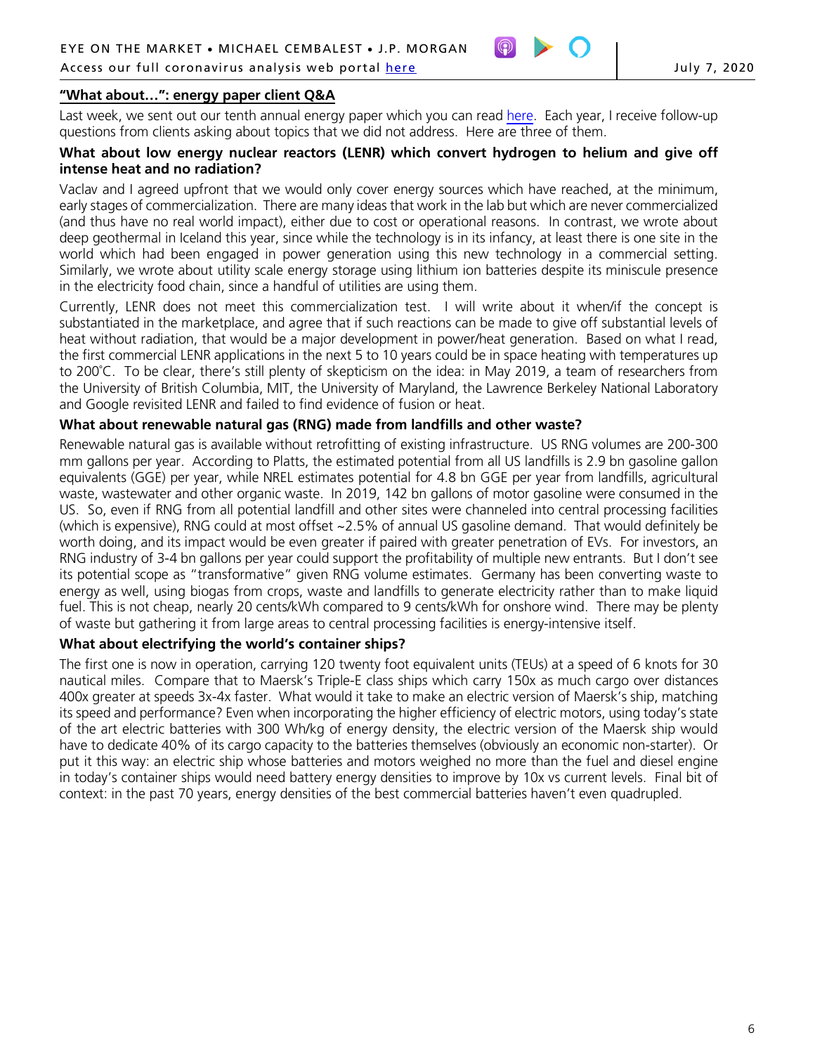## "What about…": energy paper client Q&A

Last week, we sent out our tenth annual energy paper which you can read here. Each year, I receive follow-up questions from clients asking about topics that we did not address. Here are three of them.

**What about low energy nuclear reactors (LENR) which convert hydrogen to helium and give off intense heat and no radiation?**

Vaclav and I agreed upfront that we would only cover energy sources which have reached, at the minimum, early stages of commercialization. There are many ideas that work in the lab but which are never commercialized (and thus have no real world impact), either due to cost or operational reasons. In contrast, we wrote about deep geothermal in Iceland this year, since while the technology is in its infancy, at least there is one site in the world which had been engaged in power generation using this new technology in a commercial setting. Similarly, we wrote about utility scale energy storage using lithium ion batteries despite its miniscule presence in the electricity food chain, since a handful of utilities are using them.

Currently, LENR does not meet this commercialization test. I will write about it when/if the concept is substantiated in the marketplace, and agree that if such reactions can be made to give off substantial levels of heat without radiation, that would be a major development in power/heat generation. Based on what I read, the first commercial LENR applications in the next 5 to 10 years could be in space heating with temperatures up to 200˚C. To be clear, there's still plenty of skepticism on the idea: in May 2019, a team of researchers from the University of British Columbia, MIT, the University of Maryland, the Lawrence Berkeley National Laboratory and Google revisited LENR and failed to find evidence of fusion or heat.

**What about renewable natural gas (RNG) made from landfills and other waste?**

Renewable natural gas is available without retrofitting of existing infrastructure. US RNG volumes are 200-300 mm gallons per year. According to Platts, the estimated potential from all US landfills is 2.9 bn gasoline gallon equivalents (GGE) per year, while NREL estimates potential for 4.8 bn GGE per year from landfills, agricultural waste, wastewater and other organic waste. In 2019, 142 bn gallons of motor gasoline were consumed in the US. So, even if RNG from all potential landfill and other sites were channeled into central processing facilities (which is expensive), RNG could at most offset ~2.5% of annual US gasoline demand. That would definitely be worth doing, and its impact would be even greater if paired with greater penetration of EVs. For investors, an RNG industry of 3-4 bn gallons per year could support the profitability of multiple new entrants. But I don't see its potential scope as "transformative" given RNG volume estimates. Germany has been converting waste to energy as well, using biogas from crops, waste and landfills to generate electricity rather than to make liquid fuel. This is not cheap, nearly 20 cents/kWh compared to 9 cents/kWh for onshore wind. There may be plenty of waste but gathering it from large areas to central processing facilities is energy-intensive itself.

**What about electrifying the world's container ships?**

The first one is now in operation, carrying 120 twenty foot equivalent units (TEUs) at a speed of 6 knots for 30 nautical miles. Compare that to Maersk's Triple-E class ships which carry 150x as much cargo over distances 400x greater at speeds 3x-4x faster. What would it take to make an electric version of Maersk's ship, matching its speed and performance? Even when incorporating the higher efficiency of electric motors, using today's state of the art electric batteries with 300 Wh/kg of energy density, the electric version of the Maersk ship would have to dedicate 40% of its cargo capacity to the batteries themselves (obviously an economic non-starter). Or put it this way: an electric ship whose batteries and motors weighed no more than the fuel and diesel engine in today's container ships would need battery energy densities to improve by 10x vs current levels. Final bit of context: in the past 70 years, energy densities of the best commercial batteries haven't even quadrupled.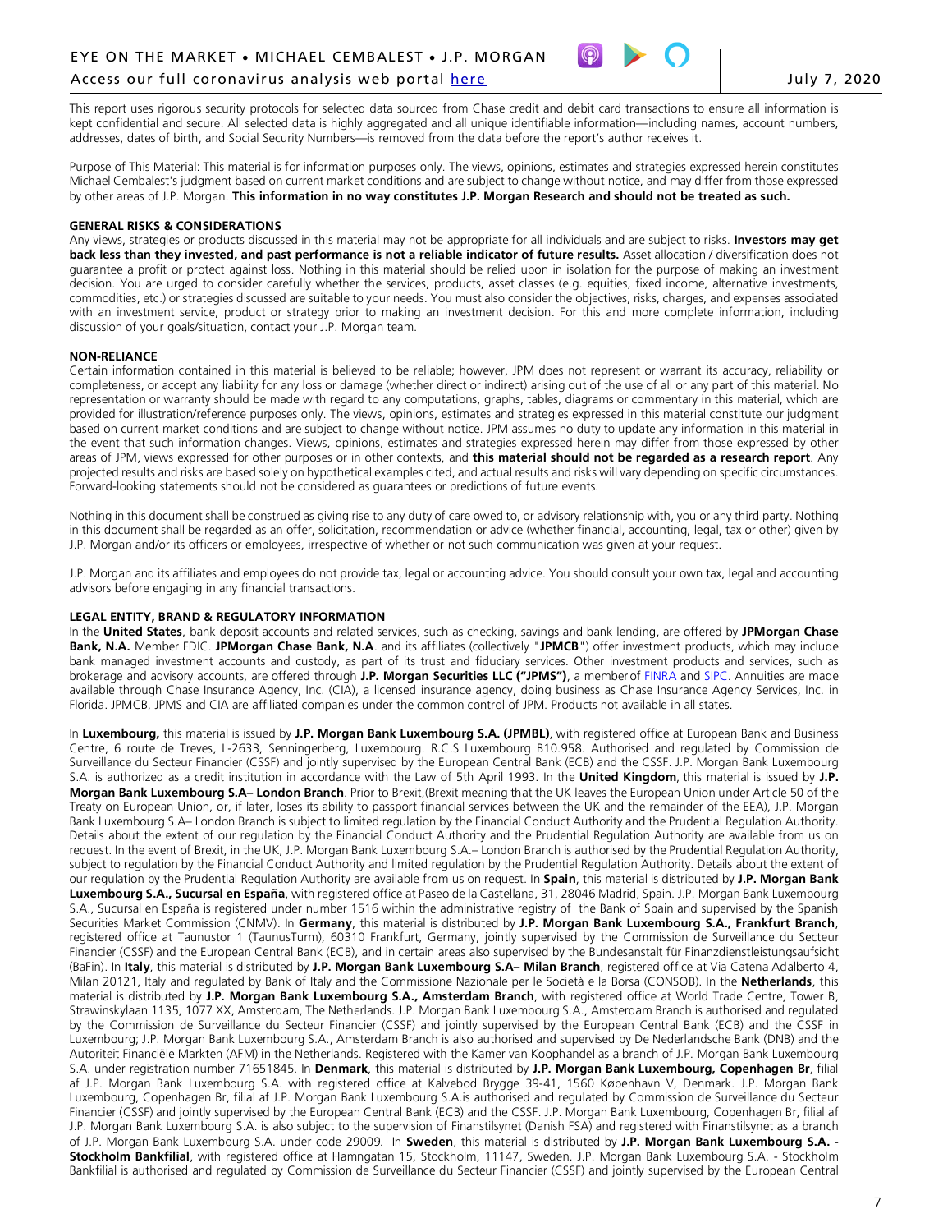This report uses rigorous security protocols for selected data sourced from Chase credit and debit card transactions to ensure all information is kept confidential and secure. All selected data is highly aggregated and all unique identifiable information—including names, account numbers, addresses, dates of birth, and Social Security Numbers—is removed from the data before the report's author receives it.

Purpose of This Material: This material is for information purposes only. The views, opinions, estimates and strategies expressed herein constitutes Michael Cembalest's judgment based on current market conditions and are subject to change without notice, and may differ from those expressed by other areas of J.P. Morgan. **This information in no way constitutes J.P. Morgan Research and should not be treated as such.**

**GENERAL RISKS & CONSIDERATIONS**

Any views, strategies or products discussed in this material may not be appropriate for all individuals and are subject to risks. **Investors may get back less than they invested, and past performance is not a reliable indicator of future results.** Asset allocation / diversification does not guarantee a profit or protect against loss. Nothing in this material should be relied upon in isolation for the purpose of making an investment decision. You are urged to consider carefully whether the services, products, asset classes (e.g. equities, fixed income, alternative investments, commodities, etc.) or strategies discussed are suitable to your needs. You must also consider the objectives, risks, charges, and expenses associated with an investment service, product or strategy prior to making an investment decision. For this and more complete information, including discussion of your goals/situation, contact your J.P. Morgan team.

**NON-RELIANCE**

Certain information contained in this material is believed to be reliable; however, JPM does not represent or warrant its accuracy, reliability or completeness, or accept any liability for any loss or damage (whether direct or indirect) arising out of the use of all or any part of this material. No representation or warranty should be made with regard to any computations, graphs, tables, diagrams or commentary in this material, which are provided for illustration/reference purposes only. The views, opinions, estimates and strategies expressed in this material constitute our judgment based on current market conditions and are subject to change without notice. JPM assumes no duty to update any information in this material in the event that such information changes. Views, opinions, estimates and strategies expressed herein may differ from those expressed by other areas of JPM, views expressed for other purposes or in other contexts, and **this material should not be regarded as a research report**. Any projected results and risks are based solely on hypothetical examples cited, and actual results and risks will vary depending on specific circumstances. Forward-looking statements should not be considered as guarantees or predictions of future events.

Nothing in this document shall be construed as giving rise to any duty of care owed to, or advisory relationship with, you or any third party. Nothing in this document shall be regarded as an offer, solicitation, recommendation or advice (whether financial, accounting, legal, tax or other) given by J.P. Morgan and/or its officers or employees, irrespective of whether or not such communication was given at your request.

J.P. Morgan and its affiliates and employees do not provide tax, legal or accounting advice. You should consult your own tax, legal and accounting advisors before engaging in any financial transactions.

**LEGAL ENTITY, BRAND & REGULATORY INFORMATION**

In the **United States**, bank deposit accounts and related services, such as checking, savings and bank lending, are offered by **JPMorgan Chase Bank, N.A.** Member FDIC. **JPMorgan Chase Bank, N.A.** and its affiliates (collectively "**JPMCB**") offer investment products, which may include bank managed investment accounts and custody, as part of its trust and fiduciary services. Other investment products and services, such as brokerage and advisory accounts, are offered through **J.P. Morgan Securities LLC ("JPMS")**, a member of FINRA and SIPC. Annuities are made available through Chase Insurance Agency, Inc. (CIA), a licensed insurance agency, doing business as Chase Insurance Agency Services, Inc. in Florida. JPMCB, JPMS and CIA are affiliated companies under the common control of JPM. Products not available in all states.

In **Luxembourg,** this material is issued by **J.P. Morgan Bank Luxembourg S.A. (JPMBL)**, with registered office at European Bank and Business Centre, 6 route de Treves, L-2633, Senningerberg, Luxembourg. R.C.S Luxembourg B10.958. Authorised and regulated by Commission de Surveillance du Secteur Financier (CSSF) and jointly supervised by the European Central Bank (ECB) and the CSSF. J.P. Morgan Bank Luxembourg S.A. is authorized as a credit institution in accordance with the Law of 5th April 1993. In the **United Kingdom**, this material is issued by **J.P. Morgan Bank Luxembourg S.A– London Branch**. Prior to Brexit,(Brexit meaning that the UK leaves the European Union under Article 50 of the Treaty on European Union, or, if later, loses its ability to passport financial services between the UK and the remainder of the EEA), J.P. Morgan Bank Luxembourg S.A– London Branch is subject to limited regulation by the Financial Conduct Authority and the Prudential Regulation Authority. Details about the extent of our regulation by the Financial Conduct Authority and the Prudential Regulation Authority are available from us on request. In the event of Brexit, in the UK, J.P. Morgan Bank Luxembourg S.A.– London Branch is authorised by the Prudential Regulation Authority, subject to regulation by the Financial Conduct Authority and limited regulation by the Prudential Regulation Authority. Details about the extent of our regulation by the Prudential Regulation Authority are available from us on request. In **Spain**, this material is distributed by **J.P. Morgan Bank Luxembourg S.A., Sucursal en España**, with registered office at Paseo de la Castellana, 31, 28046 Madrid, Spain. J.P. Morgan Bank Luxembourg S.A., Sucursal en España is registered under number 1516 within the administrative registry of the Bank of Spain and supervised by the Spanish Securities Market Commission (CNMV). In **Germany**, this material is distributed by **J.P. Morgan Bank Luxembourg S.A., Frankfurt Branch**, registered office at Taunustor 1 (TaunusTurm), 60310 Frankfurt, Germany, jointly supervised by the Commission de Surveillance du Secteur Financier (CSSF) and the European Central Bank (ECB), and in certain areas also supervised by the Bundesanstalt für Finanzdienstleistungsaufsicht (BaFin). In **Italy**, this material is distributed by **J.P. Morgan Bank Luxembourg S.A– Milan Branch**, registered office at Via Catena Adalberto 4, Milan 20121, Italy and regulated by Bank of Italy and the Commissione Nazionale per le Società e la Borsa (CONSOB). In the **Netherlands**, this material is distributed by **J.P. Morgan Bank Luxembourg S.A., Amsterdam Branch**, with registered office at World Trade Centre, Tower B, Strawinskylaan 1135, 1077 XX, Amsterdam, The Netherlands. J.P. Morgan Bank Luxembourg S.A., Amsterdam Branch is authorised and regulated by the Commission de Surveillance du Secteur Financier (CSSF) and jointly supervised by the European Central Bank (ECB) and the CSSF in Luxembourg; J.P. Morgan Bank Luxembourg S.A., Amsterdam Branch is also authorised and supervised by De Nederlandsche Bank (DNB) and the Autoriteit Financiële Markten (AFM) in the Netherlands. Registered with the Kamer van Koophandel as a branch of J.P. Morgan Bank Luxembourg S.A. under registration number 71651845. In **Denmark**, this material is distributed by **J.P. Morgan Bank Luxembourg, Copenhagen Br**, filial af J.P. Morgan Bank Luxembourg S.A. with registered office at Kalvebod Brygge 39-41, 1560 København V, Denmark. J.P. Morgan Bank Luxembourg, Copenhagen Br, filial af J.P. Morgan Bank Luxembourg S.A.is authorised and regulated by Commission de Surveillance du Secteur Financier (CSSF) and jointly supervised by the European Central Bank (ECB) and the CSSF. J.P. Morgan Bank Luxembourg, Copenhagen Br, filial af J.P. Morgan Bank Luxembourg S.A. is also subject to the supervision of Finanstilsynet (Danish FSA) and registered with Finanstilsynet as a branch of J.P. Morgan Bank Luxembourg S.A. under code 29009. In **Sweden**, this material is distributed by **J.P. Morgan Bank Luxembourg S.A. - Stockholm Bankfilial**, with registered office at Hamngatan 15, Stockholm, 11147, Sweden. J.P. Morgan Bank Luxembourg S.A. - Stockholm Bankfilial is authorised and regulated by Commission de Surveillance du Secteur Financier (CSSF) and jointly supervised by the European Central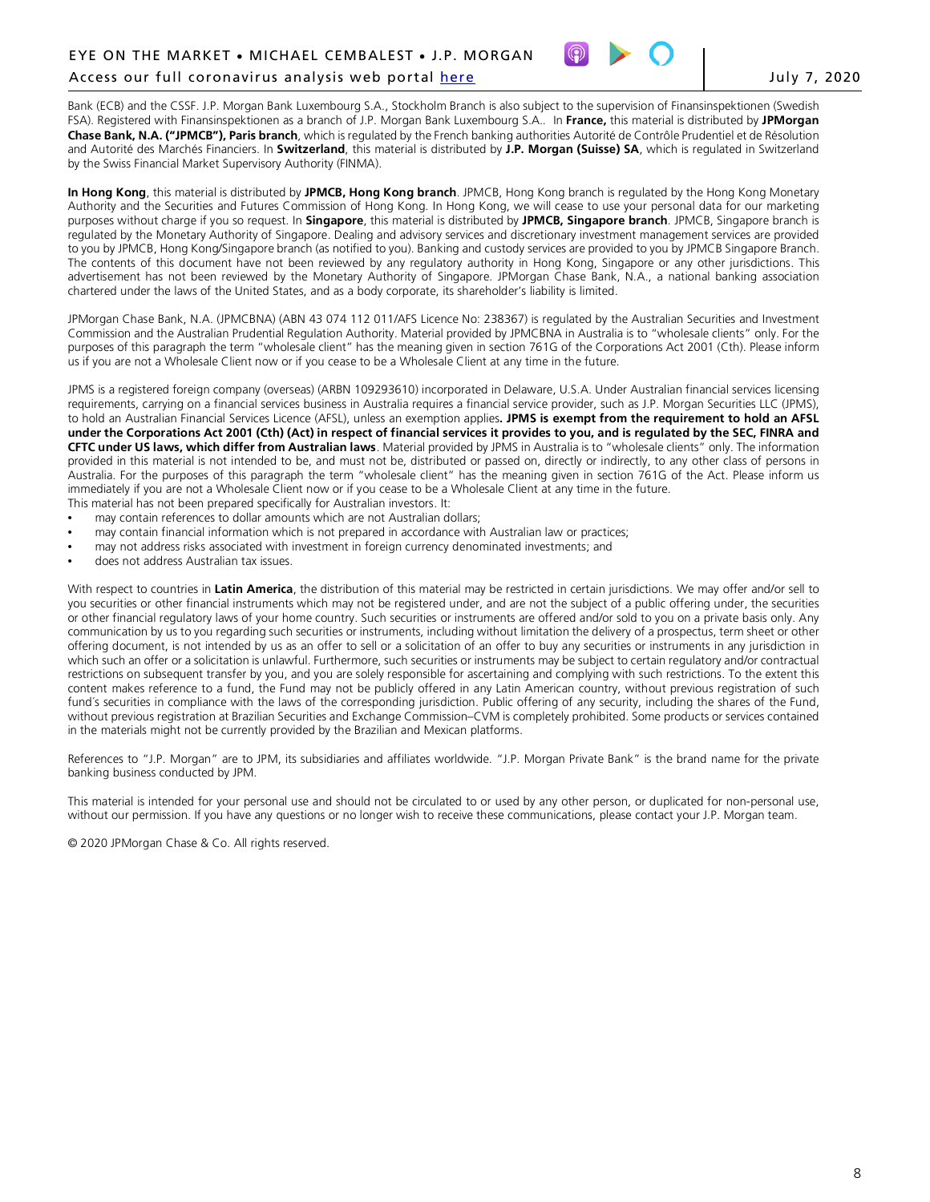Bank (ECB) and the CSSF. J.P. Morgan Bank Luxembourg S.A., Stockholm Branch is also subject to the supervision of Finansinspektionen (Swedish FSA). Registered with Finansinspektionen as a branch of J.P. Morgan Bank Luxembourg S.A.. In **France,** this material is distributed by **JPMorgan Chase Bank, N.A. ("JPMCB"), Paris branch**, which is regulated by the French banking authorities Autorité de Contrôle Prudentiel et de Résolution and Autorité des Marchés Financiers. In **Switzerland**, this material is distributed by **J.P. Morgan (Suisse) SA**, which is regulated in Switzerland by the Swiss Financial Market Supervisory Authority (FINMA).

**In Hong Kong**, this material is distributed by **JPMCB, Hong Kong branch**. JPMCB, Hong Kong branch is regulated by the Hong Kong Monetary Authority and the Securities and Futures Commission of Hong Kong. In Hong Kong, we will cease to use your personal data for our marketing purposes without charge if you so request. In **Singapore**, this material is distributed by **JPMCB, Singapore branch**. JPMCB, Singapore branch is regulated by the Monetary Authority of Singapore. Dealing and advisory services and discretionary investment management services are provided to you by JPMCB, Hong Kong/Singapore branch (as notified to you). Banking and custody services are provided to you by JPMCB Singapore Branch. The contents of this document have not been reviewed by any regulatory authority in Hong Kong, Singapore or any other jurisdictions. This advertisement has not been reviewed by the Monetary Authority of Singapore. JPMorgan Chase Bank, N.A., a national banking association chartered under the laws of the United States, and as a body corporate, its shareholder's liability is limited.

JPMorgan Chase Bank, N.A. (JPMCBNA) (ABN 43 074 112 011/AFS Licence No: 238367) is regulated by the Australian Securities and Investment Commission and the Australian Prudential Regulation Authority. Material provided by JPMCBNA in Australia is to "wholesale clients" only. For the purposes of this paragraph the term "wholesale client" has the meaning given in section 761G of the Corporations Act 2001 (Cth). Please inform us if you are not a Wholesale Client now or if you cease to be a Wholesale Client at any time in the future.

JPMS is a registered foreign company (overseas) (ARBN 109293610) incorporated in Delaware, U.S.A. Under Australian financial services licensing requirements, carrying on a financial services business in Australia requires a financial service provider, such as J.P. Morgan Securities LLC (JPMS), to hold an Australian Financial Services Licence (AFSL), unless an exemption applies**. JPMS is exempt from the requirement to hold an AFSL under the Corporations Act 2001 (Cth) (Act) in respect of financial services it provides to you, and is regulated by the SEC, FINRA and CFTC under US laws, which differ from Australian laws**. Material provided by JPMS in Australia is to "wholesale clients" only. The information provided in this material is not intended to be, and must not be, distributed or passed on, directly or indirectly, to any other class of persons in Australia. For the purposes of this paragraph the term "wholesale client" has the meaning given in section 761G of the Act. Please inform us immediately if you are not a Wholesale Client now or if you cease to be a Wholesale Client at any time in the future.
This material has not been prepared specifically for Australian investors. It:

- may contain references to dollar amounts which are not Australian dollars;
- may contain financial information which is not prepared in accordance with Australian law or practices;
- may not address risks associated with investment in foreign currency denominated investments; and
- does not address Australian tax issues.

With respect to countries in **Latin America**, the distribution of this material may be restricted in certain jurisdictions. We may offer and/or sell to you securities or other financial instruments which may not be registered under, and are not the subject of a public offering under, the securities or other financial regulatory laws of your home country. Such securities or instruments are offered and/or sold to you on a private basis only. Any communication by us to you regarding such securities or instruments, including without limitation the delivery of a prospectus, term sheet or other offering document, is not intended by us as an offer to sell or a solicitation of an offer to buy any securities or instruments in any jurisdiction in which such an offer or a solicitation is unlawful. Furthermore, such securities or instruments may be subject to certain regulatory and/or contractual restrictions on subsequent transfer by you, and you are solely responsible for ascertaining and complying with such restrictions. To the extent this content makes reference to a fund, the Fund may not be publicly offered in any Latin American country, without previous registration of such fund´s securities in compliance with the laws of the corresponding jurisdiction. Public offering of any security, including the shares of the Fund, without previous registration at Brazilian Securities and Exchange Commission–CVM is completely prohibited. Some products or services contained in the materials might not be currently provided by the Brazilian and Mexican platforms.

References to "J.P. Morgan" are to JPM, its subsidiaries and affiliates worldwide. "J.P. Morgan Private Bank" is the brand name for the private banking business conducted by JPM.

This material is intended for your personal use and should not be circulated to or used by any other person, or duplicated for non-personal use, without our permission. If you have any questions or no longer wish to receive these communications, please contact your J.P. Morgan team.

© 2020 JPMorgan Chase & Co. All rights reserved.